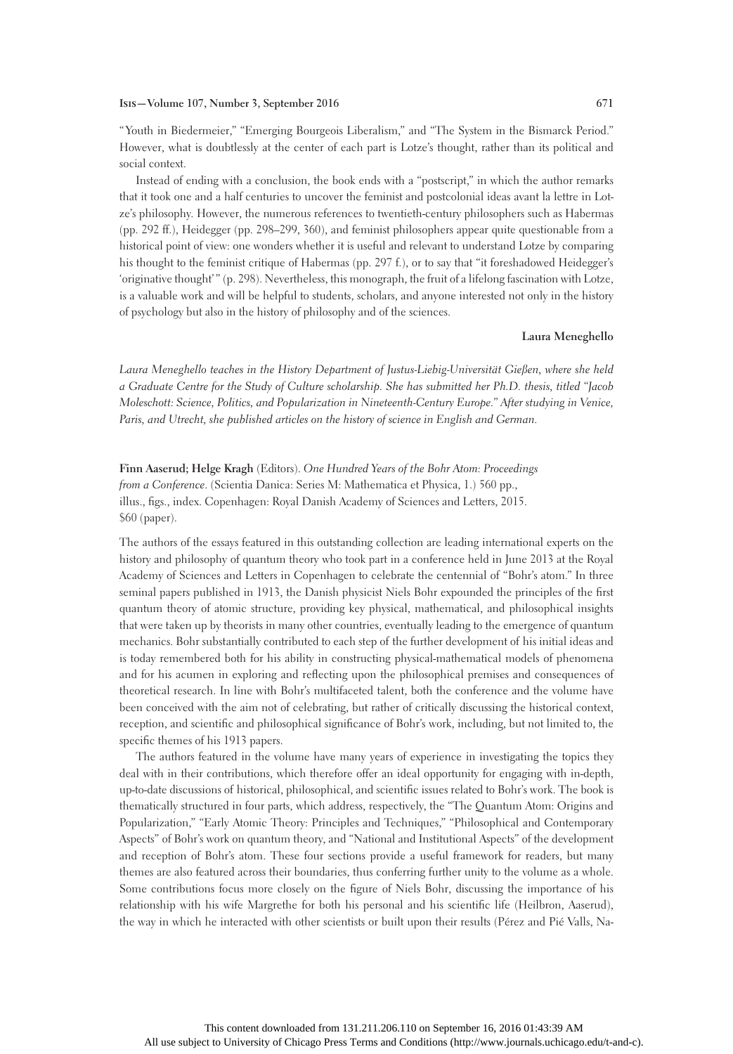"Youth in Biedermeier," "Emerging Bourgeois Liberalism," and "The System in the Bismarck Period." However, what is doubtlessly at the center of each part is Lotze's thought, rather than its political and social context.

Instead of ending with a conclusion, the book ends with a "postscript," in which the author remarks that it took one and a half centuries to uncover the feminist and postcolonial ideas avant la lettre in Lotze's philosophy. However, the numerous references to twentieth-century philosophers such as Habermas (pp. 292 ff.), Heidegger (pp. 298–299, 360), and feminist philosophers appear quite questionable from a historical point of view: one wonders whether it is useful and relevant to understand Lotze by comparing his thought to the feminist critique of Habermas (pp. 297 f.), or to say that "it foreshadowed Heidegger's 'originative thought'" (p. 298). Nevertheless, this monograph, the fruit of a lifelong fascination with Lotze, is a valuable work and will be helpful to students, scholars, and anyone interested not only in the history of psychology but also in the history of philosophy and of the sciences.

**Laura Meneghello**

*Laura Meneghello teaches in the History Department of Justus-Liebig-Universität Gießen, where she held a Graduate Centre for the Study of Culture scholarship. She has submitted her Ph.D. thesis, titled "Jacob Moleschott: Science, Politics, and Popularization in Nineteenth-Century Europe." After studying in Venice, Paris, and Utrecht, she published articles on the history of science in English and German.*

**Finn Aaserud; Helge Kragh** (Editors). *One Hundred Years of the Bohr Atom: Proceedings from a Conference*. (Scientia Danica: Series M: Mathematica et Physica, 1.) 560 pp., illus., figs., index. Copenhagen: Royal Danish Academy of Sciences and Letters, 2015. $60 (paper).

The authors of the essays featured in this outstanding collection are leading international experts on the history and philosophy of quantum theory who took part in a conference held in June 2013 at the Royal Academy of Sciences and Letters in Copenhagen to celebrate the centennial of "Bohr's atom." In three seminal papers published in 1913, the Danish physicist Niels Bohr expounded the principles of the first quantum theory of atomic structure, providing key physical, mathematical, and philosophical insights that were taken up by theorists in many other countries, eventually leading to the emergence of quantum mechanics. Bohr substantially contributed to each step of the further development of his initial ideas and is today remembered both for his ability in constructing physical-mathematical models of phenomena and for his acumen in exploring and reflecting upon the philosophical premises and consequences of theoretical research. In line with Bohr's multifaceted talent, both the conference and the volume have been conceived with the aim not of celebrating, but rather of critically discussing the historical context, reception, and scientific and philosophical significance of Bohr's work, including, but not limited to, the specific themes of his 1913 papers.

The authors featured in the volume have many years of experience in investigating the topics they deal with in their contributions, which therefore offer an ideal opportunity for engaging with in-depth, up-to-date discussions of historical, philosophical, and scientific issues related to Bohr's work. The book is thematically structured in four parts, which address, respectively, the "The Quantum Atom: Origins and Popularization," "Early Atomic Theory: Principles and Techniques," "Philosophical and Contemporary Aspects" of Bohr's work on quantum theory, and "National and Institutional Aspects" of the development and reception of Bohr's atom. These four sections provide a useful framework for readers, but many themes are also featured across their boundaries, thus conferring further unity to the volume as a whole. Some contributions focus more closely on the figure of Niels Bohr, discussing the importance of his relationship with his wife Margrethe for both his personal and his scientific life (Heilbron, Aaserud), the way in which he interacted with other scientists or built upon their results (Pérez and Pié Valls, Na-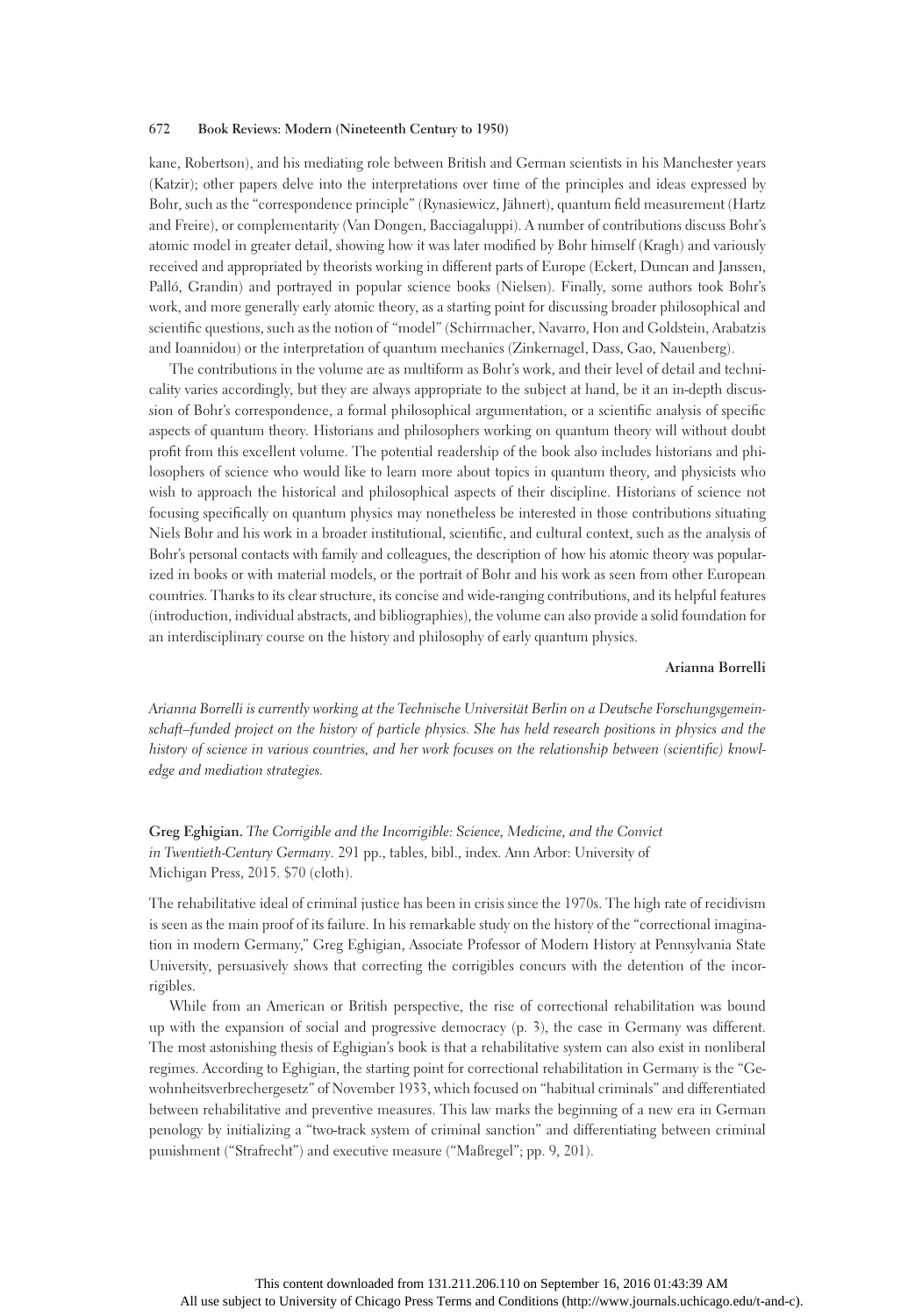kane, Robertson), and his mediating role between British and German scientists in his Manchester years (Katzir); other papers delve into the interpretations over time of the principles and ideas expressed by Bohr, such as the "correspondence principle" (Rynasiewicz, Jähnert), quantum field measurement (Hartz and Freire), or complementarity (Van Dongen, Bacciagaluppi). A number of contributions discuss Bohr's atomic model in greater detail, showing how it was later modified by Bohr himself (Kragh) and variously received and appropriated by theorists working in different parts of Europe (Eckert, Duncan and Janssen, Palló, Grandin) and portrayed in popular science books (Nielsen). Finally, some authors took Bohr's work, and more generally early atomic theory, as a starting point for discussing broader philosophical and scientific questions, such as the notion of "model" (Schirrmacher, Navarro, Hon and Goldstein, Arabatzis and Ioannidou) or the interpretation of quantum mechanics (Zinkernagel, Dass, Gao, Nauenberg).

The contributions in the volume are as multiform as Bohr's work, and their level of detail and technicality varies accordingly, but they are always appropriate to the subject at hand, be it an in-depth discussion of Bohr's correspondence, a formal philosophical argumentation, or a scientific analysis of specific aspects of quantum theory. Historians and philosophers working on quantum theory will without doubt profit from this excellent volume. The potential readership of the book also includes historians and philosophers of science who would like to learn more about topics in quantum theory, and physicists who wish to approach the historical and philosophical aspects of their discipline. Historians of science not focusing specifically on quantum physics may nonetheless be interested in those contributions situating Niels Bohr and his work in a broader institutional, scientific, and cultural context, such as the analysis of Bohr's personal contacts with family and colleagues, the description of how his atomic theory was popularized in books or with material models, or the portrait of Bohr and his work as seen from other European countries. Thanks to its clear structure, its concise and wide-ranging contributions, and its helpful features (introduction, individual abstracts, and bibliographies), the volume can also provide a solid foundation for an interdisciplinary course on the history and philosophy of early quantum physics.

**Arianna Borrelli**

*Arianna Borrelli is currently working at the Technische Universität Berlin on a Deutsche Forschungsgemeinschaft–funded project on the history of particle physics. She has held research positions in physics and the history of science in various countries, and her work focuses on the relationship between (scientific) knowledge and mediation strategies.*

**Greg Eghigian.** *The Corrigible and the Incorrigible: Science, Medicine, and the Convict in Twentieth-Century Germany*. 291 pp., tables, bibl., index. Ann Arbor: University of Michigan Press, 2015. $70 (cloth).

The rehabilitative ideal of criminal justice has been in crisis since the 1970s. The high rate of recidivism is seen as the main proof of its failure. In his remarkable study on the history of the "correctional imagination in modern Germany," Greg Eghigian, Associate Professor of Modern History at Pennsylvania State University, persuasively shows that correcting the corrigibles concurs with the detention of the incorrigibles.

While from an American or British perspective, the rise of correctional rehabilitation was bound up with the expansion of social and progressive democracy (p. 3), the case in Germany was different. The most astonishing thesis of Eghigian's book is that a rehabilitative system can also exist in nonliberal regimes. According to Eghigian, the starting point for correctional rehabilitation in Germany is the "Gewohnheitsverbrechergesetz" of November 1933, which focused on "habitual criminals" and differentiated between rehabilitative and preventive measures. This law marks the beginning of a new era in German penology by initializing a "two-track system of criminal sanction" and differentiating between criminal punishment ("Strafrecht") and executive measure ("Maßregel"; pp. 9, 201).